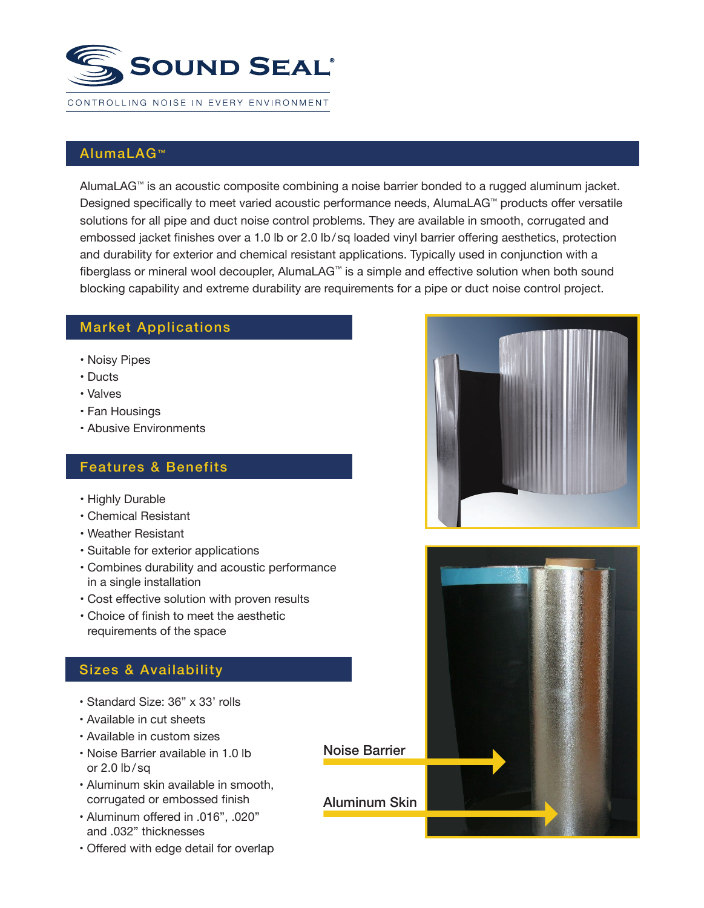# SOUND SEAL®

CONTROLLING NOISE IN EVERY ENVIRONMENT

## AlumaLAG™

AlumaLAG™ is an acoustic composite combining a noise barrier bonded to a rugged aluminum jacket. Designed specifically to meet varied acoustic performance needs, AlumaLAG™ products offer versatile solutions for all pipe and duct noise control problems. They are available in smooth, corrugated and embossed jacket finishes over a 1.0 lb or 2.0 lb/sq loaded vinyl barrier offering aesthetics, protection and durability for exterior and chemical resistant applications. Typically used in conjunction with a fiberglass or mineral wool decoupler, AlumaLAG™ is a simple and effective solution when both sound blocking capability and extreme durability are requirements for a pipe or duct noise control project.

## Market Applications

- Noisy Pipes
- Ducts
- Valves
- Fan Housings
- Abusive Environments

## Features & Benefits

- Highly Durable
- Chemical Resistant
- Weather Resistant
- Suitable for exterior applications
- Combines durability and acoustic performance in a single installation
- Cost effective solution with proven results
- Choice of finish to meet the aesthetic requirements of the space

## Sizes & Availability

- Standard Size: 36" x 33' rolls
- Available in cut sheets
- Available in custom sizes
- Noise Barrier available in 1.0 lb or 2.0 lb/sq
- Aluminum skin available in smooth, corrugated or embossed finish
- Aluminum offered in .016", .020" and .032" thicknesses
- Offered with edge detail for overlap

Noise Barrier

Aluminum Skin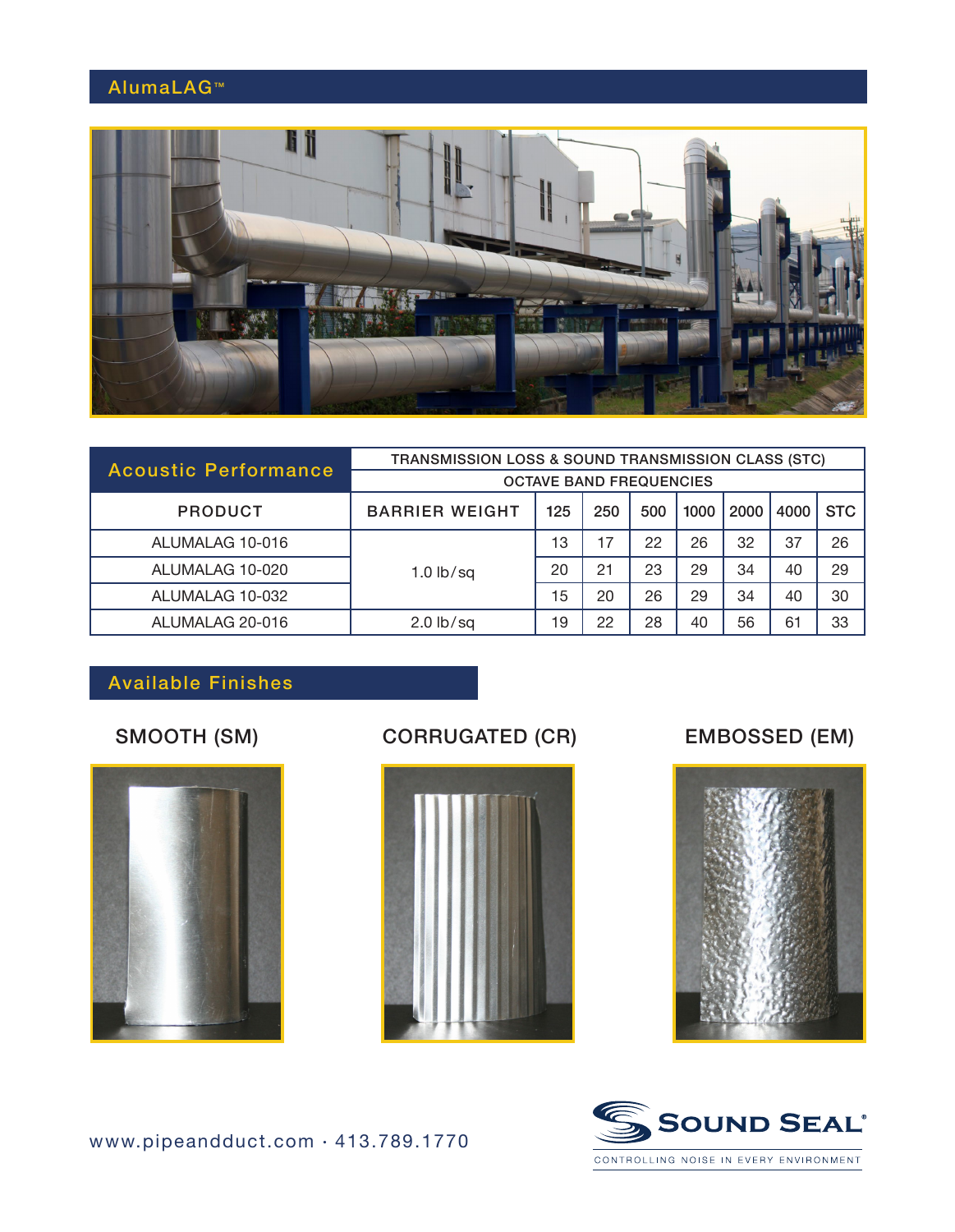# AlumaLAG™

## Acoustic Performance

| PRODUCT | BARRIER WEIGHT | TRANSMISSION LOSS & SOUND TRANSMISSION CLASS (STC) | | | | | | |
|---|---|---|---|---|---|---|---|---|
| | | OCTAVE BAND FREQUENCIES | | | | | | |
| | | 125 | 250 | 500 | 1000 | 2000 | 4000 | STC |
| ALUMALAG 10-016 | 1.0 lb/sq | 13 | 17 | 22 | 26 | 32 | 37 | 26 |
| ALUMALAG 10-020 | 1.0 lb/sq | 20 | 21 | 23 | 29 | 34 | 40 | 29 |
| ALUMALAG 10-032 | 1.0 lb/sq | 15 | 20 | 26 | 29 | 34 | 40 | 30 |
| ALUMALAG 20-016 | 2.0 lb/sq | 19 | 22 | 28 | 40 | 56 | 61 | 33 |

## Available Finishes

SMOOTH (SM)

CORRUGATED (CR)

EMBOSSED (EM)

www.pipeandduct.com · 413.789.1770

SOUND SEAL®

CONTROLLING NOISE IN EVERY ENVIRONMENT